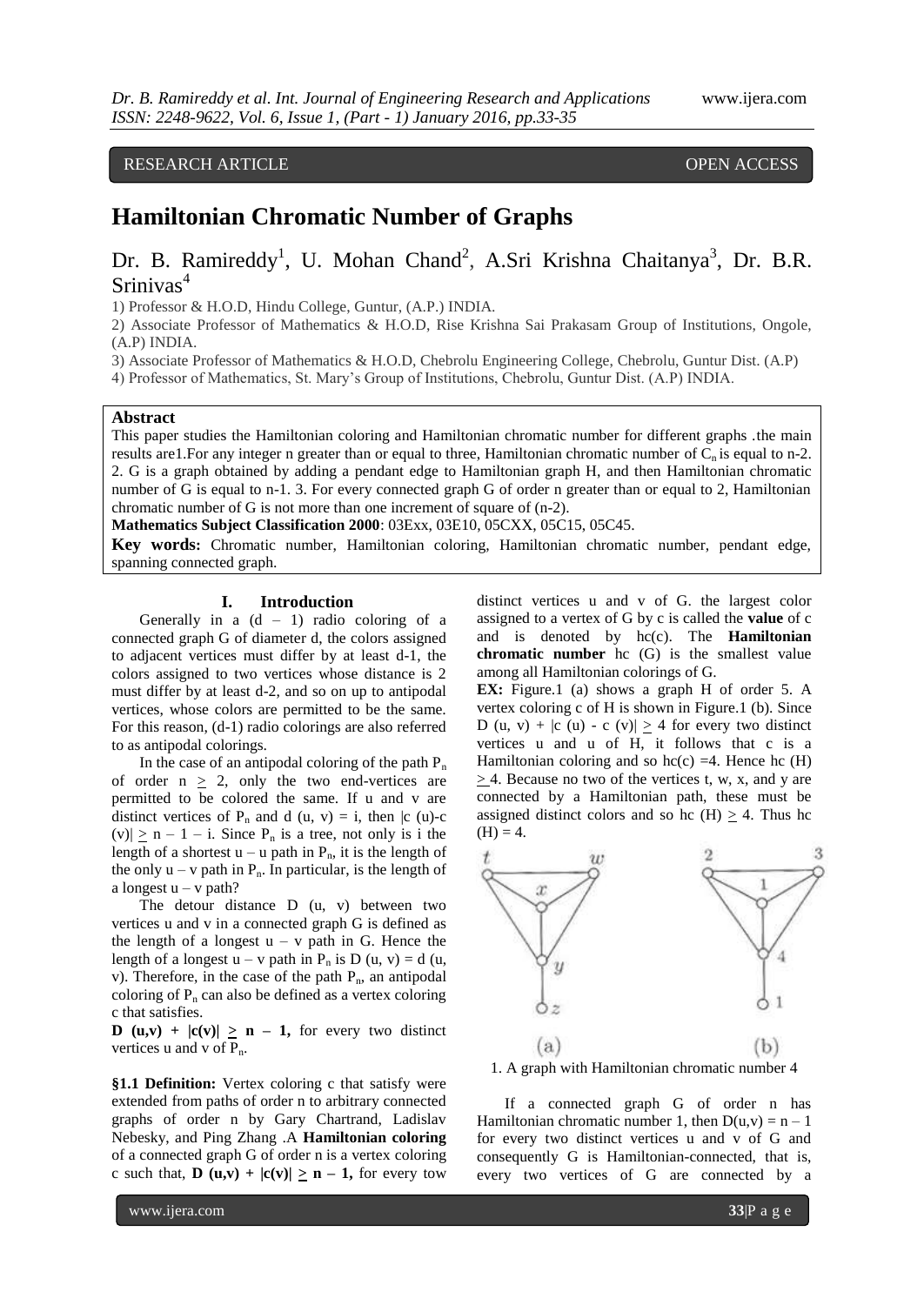RESEARCH ARTICLE OPEN ACCESS

# Hamiltonian Chromatic Number of Graphs

Dr. B. Ramireddy[1], U. Mohan Chand[2], A.Sri Krishna Chaitanya[3], Dr. B.R. Srinivas[4]

1) Professor & H.O.D, Hindu College, Guntur, (A.P.) INDIA.
2) Associate Professor of Mathematics & H.O.D, Rise Krishna Sai Prakasam Group of Institutions, Ongole, (A.P) INDIA.
3) Associate Professor of Mathematics & H.O.D, Chebrolu Engineering College, Chebrolu, Guntur Dist. (A.P)
4) Professor of Mathematics, St. Mary's Group of Institutions, Chebrolu, Guntur Dist. (A.P) INDIA.

**Abstract**

This paper studies the Hamiltonian coloring and Hamiltonian chromatic number for different graphs .the main results are1.For any integer n greater than or equal to three, Hamiltonian chromatic number of $C_n$ is equal to n-2. 2. G is a graph obtained by adding a pendant edge to Hamiltonian graph H, and then Hamiltonian chromatic number of G is equal to n-1. 3. For every connected graph G of order n greater than or equal to 2, Hamiltonian chromatic number of G is not more than one increment of square of (n-2).

**Mathematics Subject Classification 2000**: 03Exx, 03E10, 05CXX, 05C15, 05C45.

**Key words:** Chromatic number, Hamiltonian coloring, Hamiltonian chromatic number, pendant edge, spanning connected graph.

## I. Introduction

Generally in a (d – 1) radio coloring of a connected graph G of diameter d, the colors assigned to adjacent vertices must differ by at least d-1, the colors assigned to two vertices whose distance is 2 must differ by at least d-2, and so on up to antipodal vertices, whose colors are permitted to be the same. For this reason, (d-1) radio colorings are also referred to as antipodal colorings.

In the case of an antipodal coloring of the path $P_n$ of order $n \geq 2$, only the two end-vertices are permitted to be colored the same. If u and v are distinct vertices of $P_n$ and d (u, v) = i, then $|c(u)-c(v)| \geq n - 1 - i$. Since $P_n$ is a tree, not only is i the length of a shortest u – u path in $P_n$, it is the length of the only u – v path in $P_n$. In particular, is the length of a longest u – v path?

The detour distance D (u, v) between two vertices u and v in a connected graph G is defined as the length of a longest u – v path in G. Hence the length of a longest u – v path in $P_n$ is D (u, v) = d (u, v). Therefore, in the case of the path $P_n$, an antipodal coloring of $P_n$ can also be defined as a vertex coloring c that satisfies.

**D (u,v) + |c(v)| ≥ n – 1,** for every two distinct vertices u and v of $P_n$.

**§1.1 Definition:** Vertex coloring c that satisfy were extended from paths of order n to arbitrary connected graphs of order n by Gary Chartrand, Ladislav Nebesky, and Ping Zhang .A **Hamiltonian coloring** of a connected graph G of order n is a vertex coloring c such that, **D (u,v) + |c(v)| ≥ n – 1,** for every tow distinct vertices u and v of G. the largest color assigned to a vertex of G by c is called the **value** of c and is denoted by hc(c). The **Hamiltonian chromatic number** hc (G) is the smallest value among all Hamiltonian colorings of G.

**EX:** Figure.1 (a) shows a graph H of order 5. A vertex coloring c of H is shown in Figure.1 (b). Since D (u, v) + |c (u) - c (v)| ≥ 4 for every two distinct vertices u and u of H, it follows that c is a Hamiltonian coloring and so hc(c) =4. Hence hc (H) ≥ 4. Because no two of the vertices t, w, x, and y are connected by a Hamiltonian path, these must be assigned distinct colors and so hc (H) ≥ 4. Thus hc (H) = 4.

1. A graph with Hamiltonian chromatic number 4

If a connected graph G of order n has Hamiltonian chromatic number 1, then D(u,v) = n – 1 for every two distinct vertices u and v of G and consequently G is Hamiltonian-connected, that is, every two vertices of G are connected by a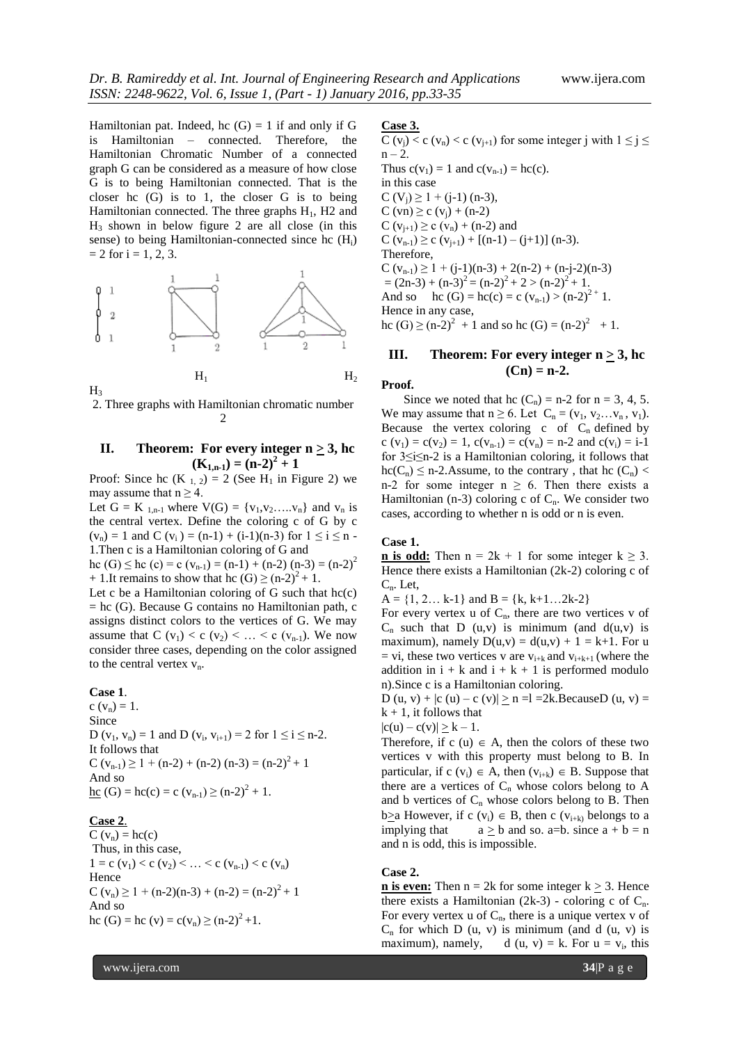Hamiltonian pat. Indeed, hc $(G) = 1$ if and only if G is Hamiltonian – connected. Therefore, the Hamiltonian Chromatic Number of a connected graph G can be considered as a measure of how close G is to being Hamiltonian connected. That is the closer hc (G) is to 1, the closer G is to being Hamiltonian connected. The three graphs $H_1$, H2 and $H_3$ shown in below figure 2 are all close (in this sense) to being Hamiltonian-connected since hc $(H_i) = 2$ for i = 1, 2, 3.

$H_1$ $H_2$ $H_3$

2. Three graphs with Hamiltonian chromatic number 2

## II. Theorem: For every integer $n \geq 3$, hc $(K_{1,n-1}) = (n-2)^2 + 1$

Proof: Since hc $(K_{1,2}) = 2$ (See $H_1$ in Figure 2) we may assume that $n \geq 4$.

Let $G = K_{1,n-1}$ where $V(G) = \{v_1, v_2, \ldots, v_n\}$ and $v_n$ is the central vertex. Define the coloring c of G by c $(v_n) = 1$ and $C(v_i) = (n-1) + (i-1)(n-3)$ for $1 \leq i \leq n-1$. Then c is a Hamiltonian coloring of G and

hc $(G) \leq$ hc $(c) = c(v_{n-1}) = (n-1) + (n-2)(n-3) = (n-2)^2 + 1$. It remains to show that hc $(G) \geq (n-2)^2 + 1$.

Let c be a Hamiltonian coloring of G such that hc(c) = hc (G). Because G contains no Hamiltonian path, c assigns distinct colors to the vertices of G. We may assume that $C(v_1) < c(v_2) < \ldots < c(v_{n-1})$. We now consider three cases, depending on the color assigned to the central vertex $v_n$.

**Case 1**.

$c(v_n) = 1$.

Since

$D(v_1, v_n) = 1$ and $D(v_i, v_{i+1}) = 2$ for $1 \leq i \leq n-2$.

It follows that

$C(v_{n-1}) \geq 1 + (n-2) + (n-2)(n-3) = (n-2)^2 + 1$

And so

hc $(G) = hc(c) = c(v_{n-1}) \geq (n-2)^2 + 1$.

**Case 2**.

$C(v_n) = hc(c)$

Thus, in this case,

$1 = c(v_1) < c(v_2) < \ldots < c(v_{n-1}) < c(v_n)$

Hence

$C(v_n) \geq 1 + (n-2)(n-3) + (n-2) = (n-2)^2 + 1$

And so

hc $(G) = hc(v) = c(v_n) \geq (n-2)^2 + 1$.

**Case 3.**

$C(v_j) < c(v_n) < c(v_{j+1})$ for some integer j with $1 \leq j \leq n-2$.

Thus $c(v_1) = 1$ and $c(v_{n-1}) = hc(c)$.

in this case

$C(V_j) \geq 1 + (j-1)(n-3)$,

$C(vn) \geq c(v_j) + (n-2)$

$C(v_{j+1}) \geq c(v_n) + (n-2)$ and

$C(v_{n-1}) \geq c(v_{j+1}) + [(n-1) - (j+1)](n-3)$.

Therefore,

$C(v_{n-1}) \geq 1 + (j-1)(n-3) + 2(n-2) + (n-j-2)(n-3)$

$= (2n-3) + (n-3)^2 = (n-2)^2 + 2 > (n-2)^2 + 1$.

And so hc $(G) = hc(c) = c(v_{n-1}) > (n-2)^2 + 1$.

Hence in any case,

hc $(G) \geq (n-2)^2 + 1$ and so hc $(G) = (n-2)^2 + 1$.

## III. Theorem: For every integer $n \geq 3$, hc $(C_n) = n-2$.

**Proof.**

Since we noted that hc $(C_n) = n-2$ for n = 3, 4, 5. We may assume that $n \geq 6$. Let $C_n = (v_1, v_2 \ldots v_n, v_1)$. Because the vertex coloring c of $C_n$ defined by $c(v_1) = c(v_2) = 1$, $c(v_{n-1}) = c(v_n) = n-2$ and $c(v_i) = i-1$ for $3 \leq i \leq n-2$ is a Hamiltonian coloring, it follows that $hc(C_n) \leq n-2$. Assume, to the contrary, that hc $(C_n) < n-2$ for some integer $n \geq 6$. Then there exists a Hamiltonian (n-3) coloring c of $C_n$. We consider two cases, according to whether n is odd or n is even.

**Case 1.**

**n is odd:** Then $n = 2k + 1$ for some integer $k \geq 3$. Hence there exists a Hamiltonian (2k-2) coloring c of $C_n$. Let,

$A = \{1, 2 \ldots k-1\}$ and $B = \{k, k+1 \ldots 2k-2\}$

For every vertex u of $C_n$, there are two vertices v of $C_n$ such that D (u,v) is minimum (and d(u,v) is maximum), namely $D(u,v) = d(u,v) + 1 = k+1$. For $u = v_i$, these two vertices v are $v_{i+k}$ and $v_{i+k+1}$ (where the addition in i + k and i + k + 1 is performed modulo n). Since c is a Hamiltonian coloring.

$D(u, v) + |c(u) - c(v)| \geq n = l = 2k$. Because $D(u, v) = k + 1$, it follows that

$|c(u) - c(v)| \geq k - 1$.

Therefore, if $c(u) \in A$, then the colors of these two vertices v with this property must belong to B. In particular, if $c(v_i) \in A$, then $(v_{i+k}) \in B$. Suppose that there are a vertices of $C_n$ whose colors belong to A and b vertices of $C_n$ whose colors belong to B. Then $b \geq a$ However, if $c(v_i) \in B$, then $c(v_{i+k})$ belongs to a implying that $a \geq b$ and so. a=b. since a + b = n and n is odd, this is impossible.

**Case 2.**

**n is even:** Then $n = 2k$ for some integer $k \geq 3$. Hence there exists a Hamiltonian (2k-3) - coloring c of $C_n$. For every vertex u of $C_n$, there is a unique vertex v of $C_n$ for which D (u, v) is minimum (and d (u, v) is maximum), namely, d (u, v) = k. For $u = v_i$, this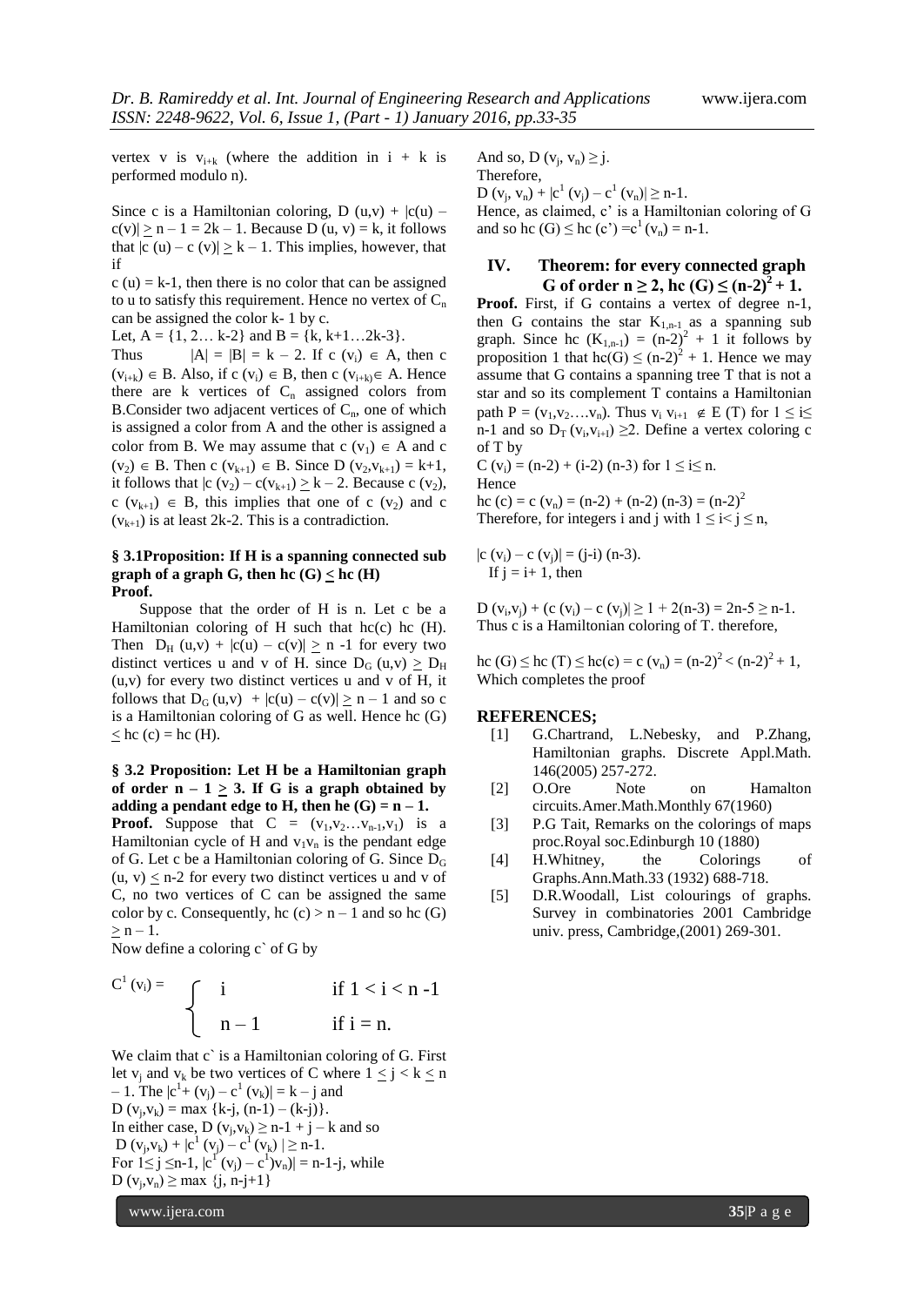vertex v is $v_{i+k}$ (where the addition in i + k is performed modulo n).

Since c is a Hamiltonian coloring, $D(u,v) + |c(u) - c(v)| \geq n - 1 = 2k - 1$. Because $D(u, v) = k$, it follows that $|c(u) - c(v)| \geq k - 1$. This implies, however, that if

$c(u) = k-1$, then there is no color that can be assigned to u to satisfy this requirement. Hence no vertex of $C_n$ can be assigned the color k- 1 by c.

Let, $A = \{1, 2\ldots k\text{-}2\}$ and $B = \{k, k+1\ldots 2k\text{-}3\}$.

Thus $|A| = |B| = k - 2$. If $c(v_i) \in A$, then $c(v_{i+k}) \in B$. Also, if $c(v_i) \in B$, then $c(v_{i+k}) \in A$. Hence there are k vertices of $C_n$ assigned colors from B. Consider two adjacent vertices of $C_m$, one of which is assigned a color from A and the other is assigned a color from B. We may assume that $c(v_1) \in A$ and $c(v_2) \in B$. Then $c(v_{k+1}) \in B$. Since $D(v_2,v_{k+1}) = k+1$, it follows that $|c(v_2) - c(v_{k+1})| \geq k - 2$. Because $c(v_2)$, $c(v_{k+1}) \in B$, this implies that one of $c(v_2)$ and $c(v_{k+1})$ is at least 2k-2. This is a contradiction.

### § 3.1 Proposition: If H is a spanning connected sub graph of a graph G, then hc (G) ≤ hc (H)

**Proof.**

Suppose that the order of H is n. Let c be a Hamiltonian coloring of H such that hc(c) hc (H). Then $D_H(u,v) + |c(u) - c(v)| \geq n - 1$ for every two distinct vertices u and v of H. since $D_G(u,v) \geq D_H(u,v)$ for every two distinct vertices u and v of H, it follows that $D_G(u,v) + |c(u) - c(v)| \geq n - 1$ and so c is a Hamiltonian coloring of G as well. Hence $hc(G) \leq hc(c) = hc(H)$.

### § 3.2 Proposition: Let H be a Hamiltonian graph of order n – 1 ≥ 3. If G is a graph obtained by adding a pendant edge to H, then he (G) = n – 1.

**Proof.** Suppose that $C = (v_1,v_2\ldots v_{n-1},v_1)$ is a Hamiltonian cycle of H and $v_1v_n$ is the pendant edge of G. Let c be a Hamiltonian coloring of G. Since $D_G(u, v) \leq n\text{-}2$ for every two distinct vertices u and v of C, no two vertices of C can be assigned the same color by c. Consequently, $hc(c) > n - 1$ and so $hc(G) \geq n - 1$.

Now define a coloring c` of G by

$$C^1(v_i) = \begin{cases} i & \text{if } 1 < i < n-1 \\ n-1 & \text{if } i = n. \end{cases}$$

We claim that c` is a Hamiltonian coloring of G. First let $v_j$ and $v_k$ be two vertices of C where $1 \leq j < k \leq n - 1$. The $|c^1 + (v_j) - c^1(v_k)| = k - j$ and $D(v_j,v_k) = \max\{k\text{-}j, (n\text{-}1) - (k\text{-}j)\}$.

In either case, $D(v_j,v_k) \geq n\text{-}1 + j - k$ and so $D(v_j,v_k) + |c^1(v_j) - c^1(v_k)| \geq n\text{-}1$.

For $1 \leq j \leq n\text{-}1$, $|c^1(v_j) - c^1)v_n)| = n\text{-}1\text{-}j$, while $D(v_j,v_n) \geq \max\{j, n\text{-}j\text{+}1\}$

And so, $D(v_j, v_n) \geq j$.

Therefore,

$D(v_j, v_n) + |c^1(v_j) - c^1(v_n)| \geq n\text{-}1$.

Hence, as claimed, c' is a Hamiltonian coloring of G and so $hc(G) \leq hc(c') = c^1(v_n) = n\text{-}1$.

## IV. Theorem: for every connected graph G of order n ≥ 2, hc (G) ≤ (n-2)² + 1.

**Proof.** First, if G contains a vertex of degree n-1, then G contains the star $K_{1,n-1}$ as a spanning sub graph. Since $hc(K_{1,n-1}) = (n\text{-}2)^2 + 1$ it follows by proposition 1 that $hc(G) \leq (n\text{-}2)^2 + 1$. Hence we may assume that G contains a spanning tree T that is not a star and so its complement T contains a Hamiltonian path $P = (v_1,v_2\ldots.v_n)$. Thus $v_i v_{i+1} \notin E(T)$ for $1 \leq i \leq n\text{-}1$ and so $D_T(v_i,v_{i+1}) \geq 2$. Define a vertex coloring c of T by

$C(v_i) = (n\text{-}2) + (i\text{-}2)(n\text{-}3)$ for $1 \leq i \leq n$.

Hence

$hc(c) = c(v_n) = (n\text{-}2) + (n\text{-}2)(n\text{-}3) = (n\text{-}2)^2$

Therefore, for integers i and j with $1 \leq i < j \leq n$,

$|c(v_i) - c(v_j)| = (j\text{-}i)(n\text{-}3)$.

If $j = i + 1$, then

$D(v_i,v_j) + (c(v_i) - c(v_j)| \geq 1 + 2(n\text{-}3) = 2n\text{-}5 \geq n\text{-}1$.

Thus c is a Hamiltonian coloring of T. therefore,

$hc(G) \leq hc(T) \leq hc(c) = c(v_n) = (n\text{-}2)^2 < (n\text{-}2)^2 + 1$,

Which completes the proof

## REFERENCES;

[1] G.Chartrand, L.Nebesky, and P.Zhang, Hamiltonian graphs. Discrete Appl.Math. 146(2005) 257-272.

[2] O.Ore Note on Hamalton circuits.Amer.Math.Monthly 67(1960)

[3] P.G Tait, Remarks on the colorings of maps proc.Royal soc.Edinburgh 10 (1880)

[4] H.Whitney, the Colorings of Graphs.Ann.Math.33 (1932) 688-718.

[5] D.R.Woodall, List colourings of graphs. Survey in combinatories 2001 Cambridge univ. press, Cambridge,(2001) 269-301.